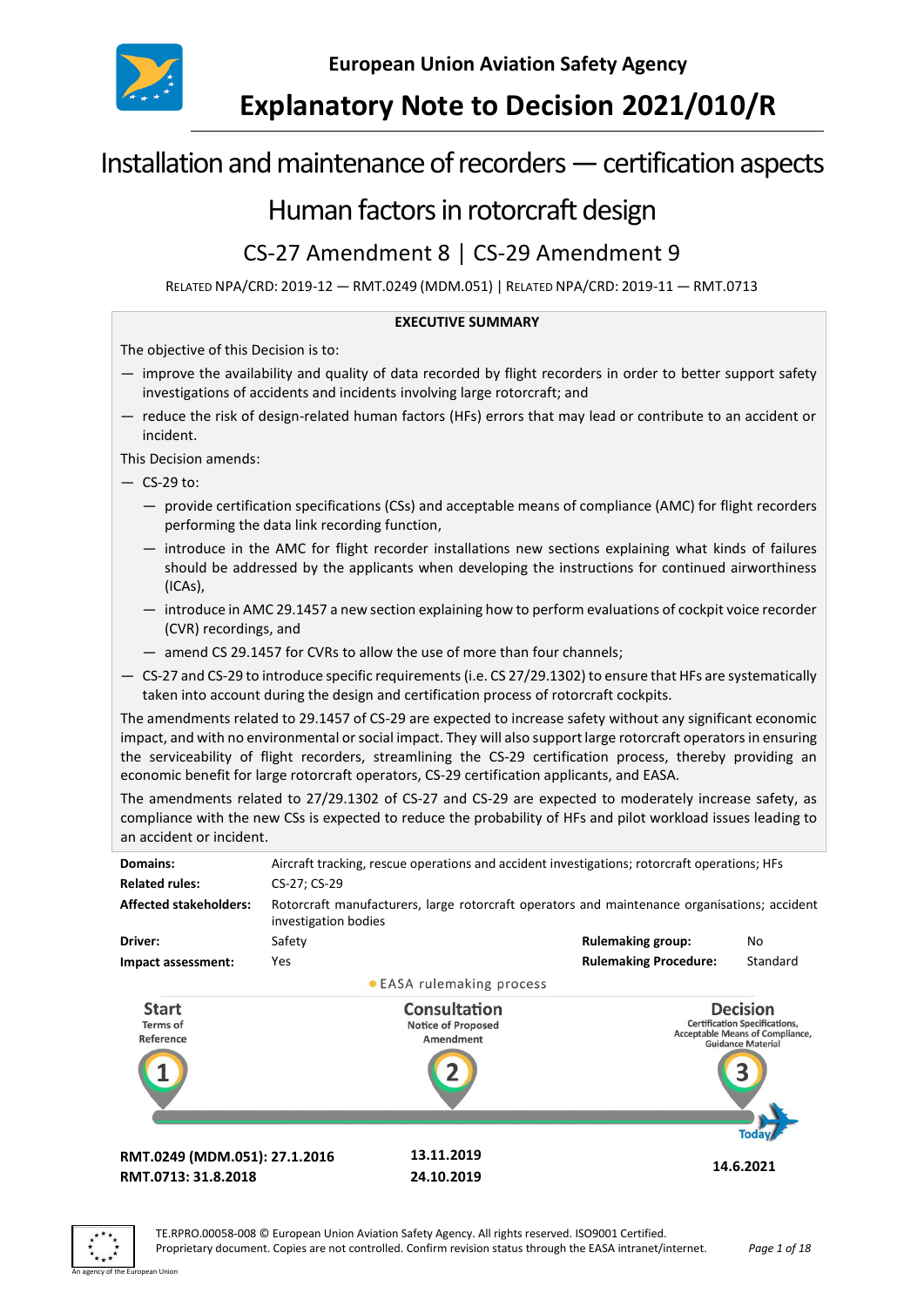European Union Aviation Safety Agency

# Explanatory Note to Decision 2021/010/R

# Installation and maintenance of recorders — certification aspects

# Human factors in rotorcraft design

## CS-27 Amendment 8 | CS-29 Amendment 9

RELATED NPA/CRD: 2019-12 — RMT.0249 (MDM.051) | RELATED NPA/CRD: 2019-11 — RMT.0713

**EXECUTIVE SUMMARY**

The objective of this Decision is to:

- improve the availability and quality of data recorded by flight recorders in order to better support safety investigations of accidents and incidents involving large rotorcraft; and
- reduce the risk of design-related human factors (HFs) errors that may lead or contribute to an accident or incident.

This Decision amends:

- CS-29 to:
  - provide certification specifications (CSs) and acceptable means of compliance (AMC) for flight recorders performing the data link recording function,
  - introduce in the AMC for flight recorder installations new sections explaining what kinds of failures should be addressed by the applicants when developing the instructions for continued airworthiness (ICAs),
  - introduce in AMC 29.1457 a new section explaining how to perform evaluations of cockpit voice recorder (CVR) recordings, and
  - amend CS 29.1457 for CVRs to allow the use of more than four channels;
- CS-27 and CS-29 to introduce specific requirements (i.e. CS 27/29.1302) to ensure that HFs are systematically taken into account during the design and certification process of rotorcraft cockpits.

The amendments related to 29.1457 of CS-29 are expected to increase safety without any significant economic impact, and with no environmental or social impact. They will also support large rotorcraft operators in ensuring the serviceability of flight recorders, streamlining the CS-29 certification process, thereby providing an economic benefit for large rotorcraft operators, CS-29 certification applicants, and EASA.

The amendments related to 27/29.1302 of CS-27 and CS-29 are expected to moderately increase safety, as compliance with the new CSs is expected to reduce the probability of HFs and pilot workload issues leading to an accident or incident.

| | | | |
|---|---|---|---|
| **Domains:** | Aircraft tracking, rescue operations and accident investigations; rotorcraft operations; HFs | | |
| **Related rules:** | CS-27; CS-29 | | |
| **Affected stakeholders:** | Rotorcraft manufacturers, large rotorcraft operators and maintenance organisations; accident investigation bodies | | |
| **Driver:** | Safety | **Rulemaking group:** | No |
| **Impact assessment:** | Yes | **Rulemaking Procedure:** | Standard |

EASA rulemaking process

| **Start** Terms of Reference (1) | **Consultation** Notice of Proposed Amendment (2) | **Decision** Certification Specifications, Acceptable Means of Compliance, Guidance Material (3) — Today |
|---|---|---|
| **RMT.0249 (MDM.051): 27.1.2016** | **13.11.2019** | **14.6.2021** |
| **RMT.0713: 31.8.2018** | **24.10.2019** | |

TE.RPRO.00058-008 © European Union Aviation Safety Agency. All rights reserved. ISO9001 Certified.
Proprietary document. Copies are not controlled. Confirm revision status through the EASA intranet/internet.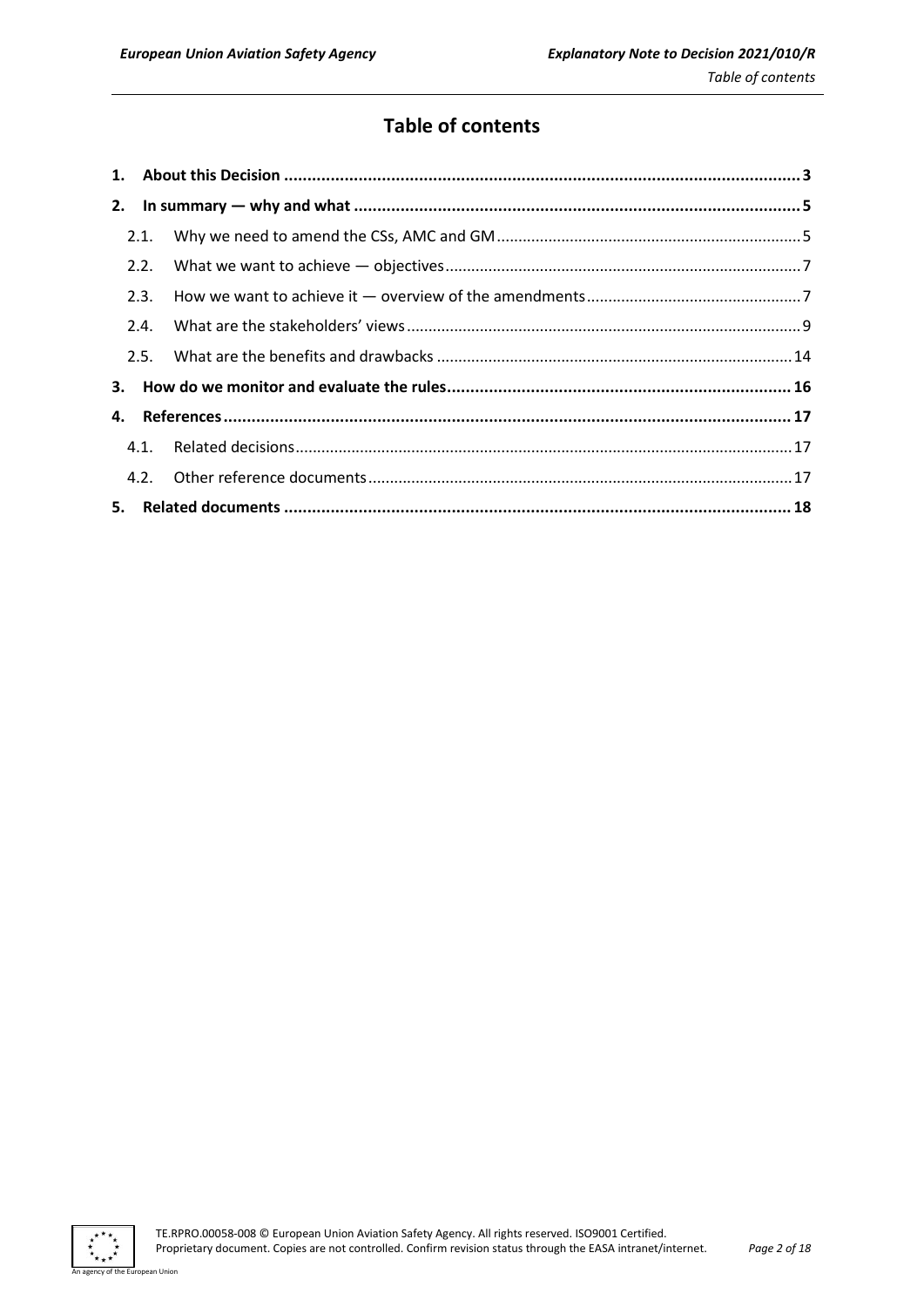# Table of contents

1. **About this Decision** ... **3**
2. **In summary — why and what** ... **5**
   - 2.1. Why we need to amend the CSs, AMC and GM ... 5
   - 2.2. What we want to achieve — objectives ... 7
   - 2.3. How we want to achieve it — overview of the amendments ... 7
   - 2.4. What are the stakeholders' views ... 9
   - 2.5. What are the benefits and drawbacks ... 14
3. **How do we monitor and evaluate the rules** ... **16**
4. **References** ... **17**
   - 4.1. Related decisions ... 17
   - 4.2. Other reference documents ... 17
5. **Related documents** ... **18**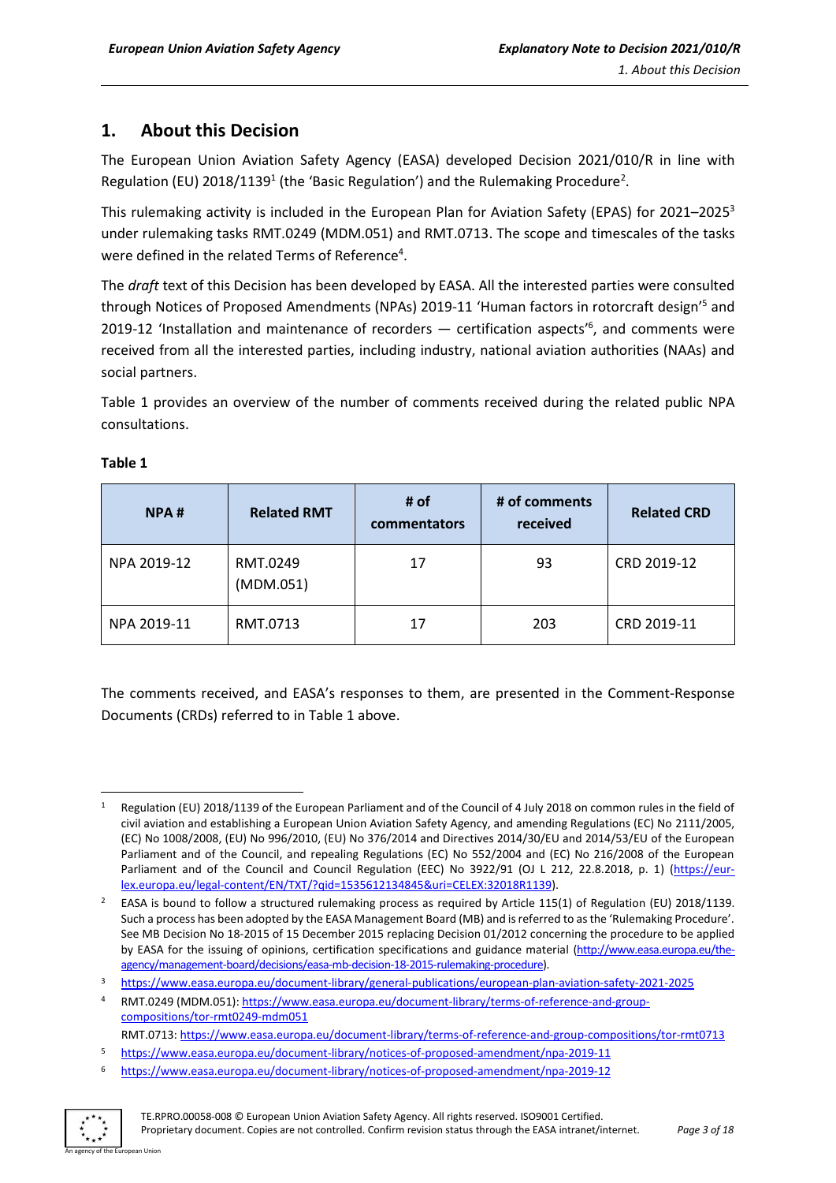# 1. About this Decision

The European Union Aviation Safety Agency (EASA) developed Decision 2021/010/R in line with Regulation (EU) 2018/1139[1] (the 'Basic Regulation') and the Rulemaking Procedure[2].

This rulemaking activity is included in the European Plan for Aviation Safety (EPAS) for 2021–2025[3] under rulemaking tasks RMT.0249 (MDM.051) and RMT.0713. The scope and timescales of the tasks were defined in the related Terms of Reference[4].

The *draft* text of this Decision has been developed by EASA. All the interested parties were consulted through Notices of Proposed Amendments (NPAs) 2019-11 'Human factors in rotorcraft design'[5] and 2019-12 'Installation and maintenance of recorders — certification aspects'[6], and comments were received from all the interested parties, including industry, national aviation authorities (NAAs) and social partners.

Table 1 provides an overview of the number of comments received during the related public NPA consultations.

**Table 1**

| NPA # | Related RMT | # of commentators | # of comments received | Related CRD |
|---|---|---|---|---|
| NPA 2019-12 | RMT.0249 (MDM.051) | 17 | 93 | CRD 2019-12 |
| NPA 2019-11 | RMT.0713 | 17 | 203 | CRD 2019-11 |

The comments received, and EASA's responses to them, are presented in the Comment-Response Documents (CRDs) referred to in Table 1 above.

---

[1] Regulation (EU) 2018/1139 of the European Parliament and of the Council of 4 July 2018 on common rules in the field of civil aviation and establishing a European Union Aviation Safety Agency, and amending Regulations (EC) No 2111/2005, (EC) No 1008/2008, (EU) No 996/2010, (EU) No 376/2014 and Directives 2014/30/EU and 2014/53/EU of the European Parliament and of the Council, and repealing Regulations (EC) No 552/2004 and (EC) No 216/2008 of the European Parliament and of the Council and Council Regulation (EEC) No 3922/91 (OJ L 212, 22.8.2018, p. 1) (https://eur-lex.europa.eu/legal-content/EN/TXT/?qid=1535612134845&uri=CELEX:32018R1139).

[2] EASA is bound to follow a structured rulemaking process as required by Article 115(1) of Regulation (EU) 2018/1139. Such a process has been adopted by the EASA Management Board (MB) and is referred to as the 'Rulemaking Procedure'. See MB Decision No 18-2015 of 15 December 2015 replacing Decision 01/2012 concerning the procedure to be applied by EASA for the issuing of opinions, certification specifications and guidance material (http://www.easa.europa.eu/the-agency/management-board/decisions/easa-mb-decision-18-2015-rulemaking-procedure).

[3] https://www.easa.europa.eu/document-library/general-publications/european-plan-aviation-safety-2021-2025

[4] RMT.0249 (MDM.051): https://www.easa.europa.eu/document-library/terms-of-reference-and-group-compositions/tor-rmt0249-mdm051
RMT.0713: https://www.easa.europa.eu/document-library/terms-of-reference-and-group-compositions/tor-rmt0713

[5] https://www.easa.europa.eu/document-library/notices-of-proposed-amendment/npa-2019-11

[6] https://www.easa.europa.eu/document-library/notices-of-proposed-amendment/npa-2019-12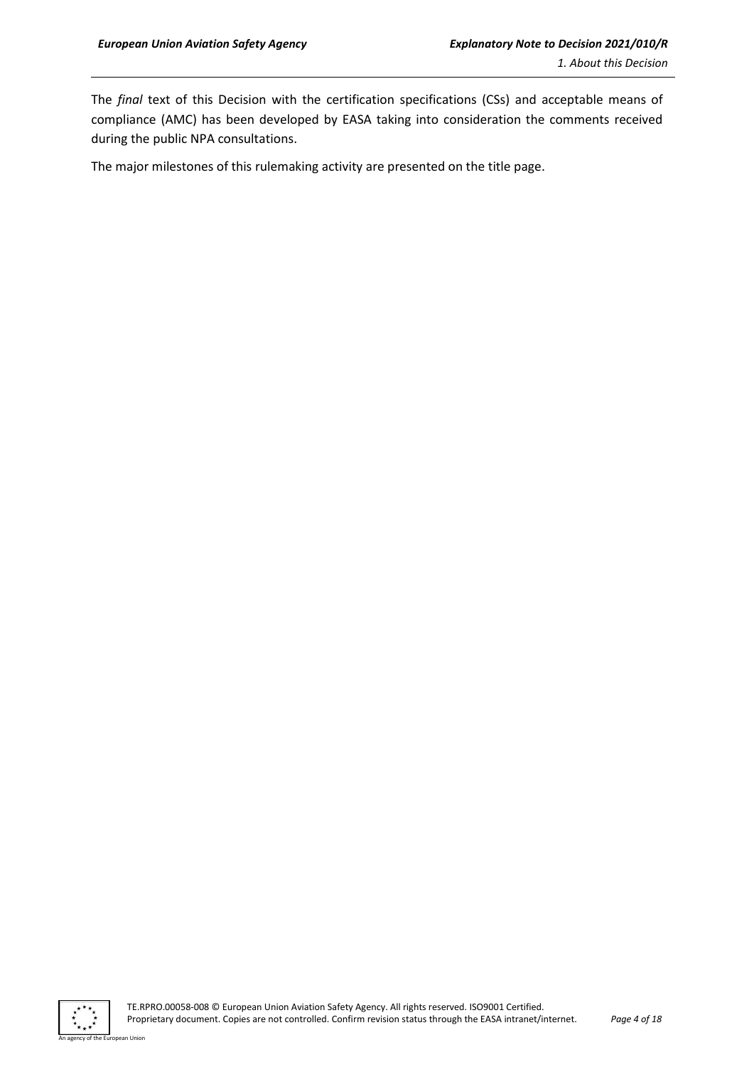The *final* text of this Decision with the certification specifications (CSs) and acceptable means of compliance (AMC) has been developed by EASA taking into consideration the comments received during the public NPA consultations.

The major milestones of this rulemaking activity are presented on the title page.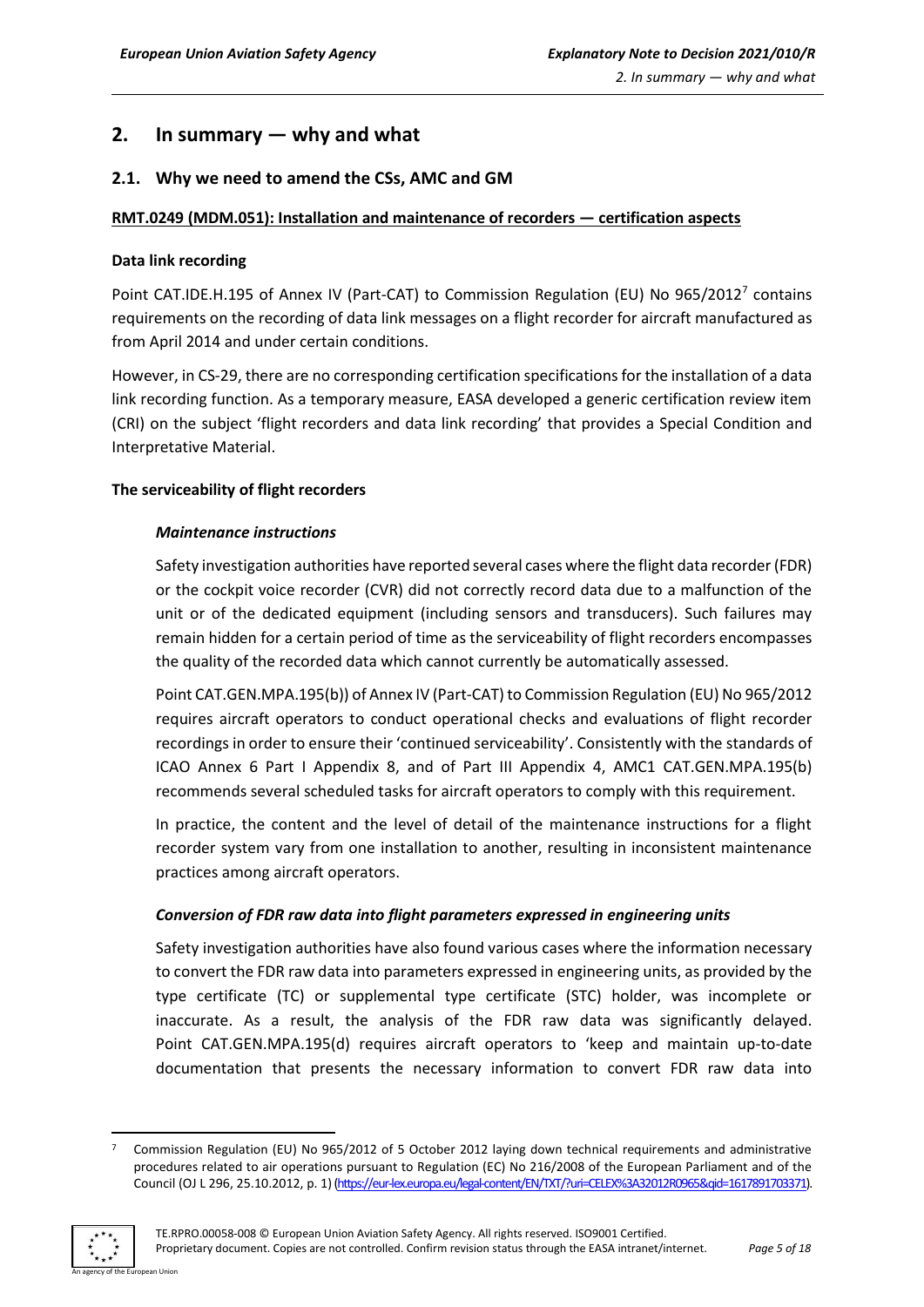## 2. In summary — why and what

### 2.1. Why we need to amend the CSs, AMC and GM

**RMT.0249 (MDM.051): Installation and maintenance of recorders — certification aspects**

**Data link recording**

Point CAT.IDE.H.195 of Annex IV (Part-CAT) to Commission Regulation (EU) No 965/2012[7] contains requirements on the recording of data link messages on a flight recorder for aircraft manufactured as from April 2014 and under certain conditions.

However, in CS-29, there are no corresponding certification specifications for the installation of a data link recording function. As a temporary measure, EASA developed a generic certification review item (CRI) on the subject 'flight recorders and data link recording' that provides a Special Condition and Interpretative Material.

**The serviceability of flight recorders**

***Maintenance instructions***

Safety investigation authorities have reported several cases where the flight data recorder (FDR) or the cockpit voice recorder (CVR) did not correctly record data due to a malfunction of the unit or of the dedicated equipment (including sensors and transducers). Such failures may remain hidden for a certain period of time as the serviceability of flight recorders encompasses the quality of the recorded data which cannot currently be automatically assessed.

Point CAT.GEN.MPA.195(b)) of Annex IV (Part-CAT) to Commission Regulation (EU) No 965/2012 requires aircraft operators to conduct operational checks and evaluations of flight recorder recordings in order to ensure their 'continued serviceability'. Consistently with the standards of ICAO Annex 6 Part I Appendix 8, and of Part III Appendix 4, AMC1 CAT.GEN.MPA.195(b) recommends several scheduled tasks for aircraft operators to comply with this requirement.

In practice, the content and the level of detail of the maintenance instructions for a flight recorder system vary from one installation to another, resulting in inconsistent maintenance practices among aircraft operators.

***Conversion of FDR raw data into flight parameters expressed in engineering units***

Safety investigation authorities have also found various cases where the information necessary to convert the FDR raw data into parameters expressed in engineering units, as provided by the type certificate (TC) or supplemental type certificate (STC) holder, was incomplete or inaccurate. As a result, the analysis of the FDR raw data was significantly delayed. Point CAT.GEN.MPA.195(d) requires aircraft operators to 'keep and maintain up-to-date documentation that presents the necessary information to convert FDR raw data into

---

[7] Commission Regulation (EU) No 965/2012 of 5 October 2012 laying down technical requirements and administrative procedures related to air operations pursuant to Regulation (EC) No 216/2008 of the European Parliament and of the Council (OJ L 296, 25.10.2012, p. 1) (https://eur-lex.europa.eu/legal-content/EN/TXT/?uri=CELEX%3A32012R0965&qid=1617891703371).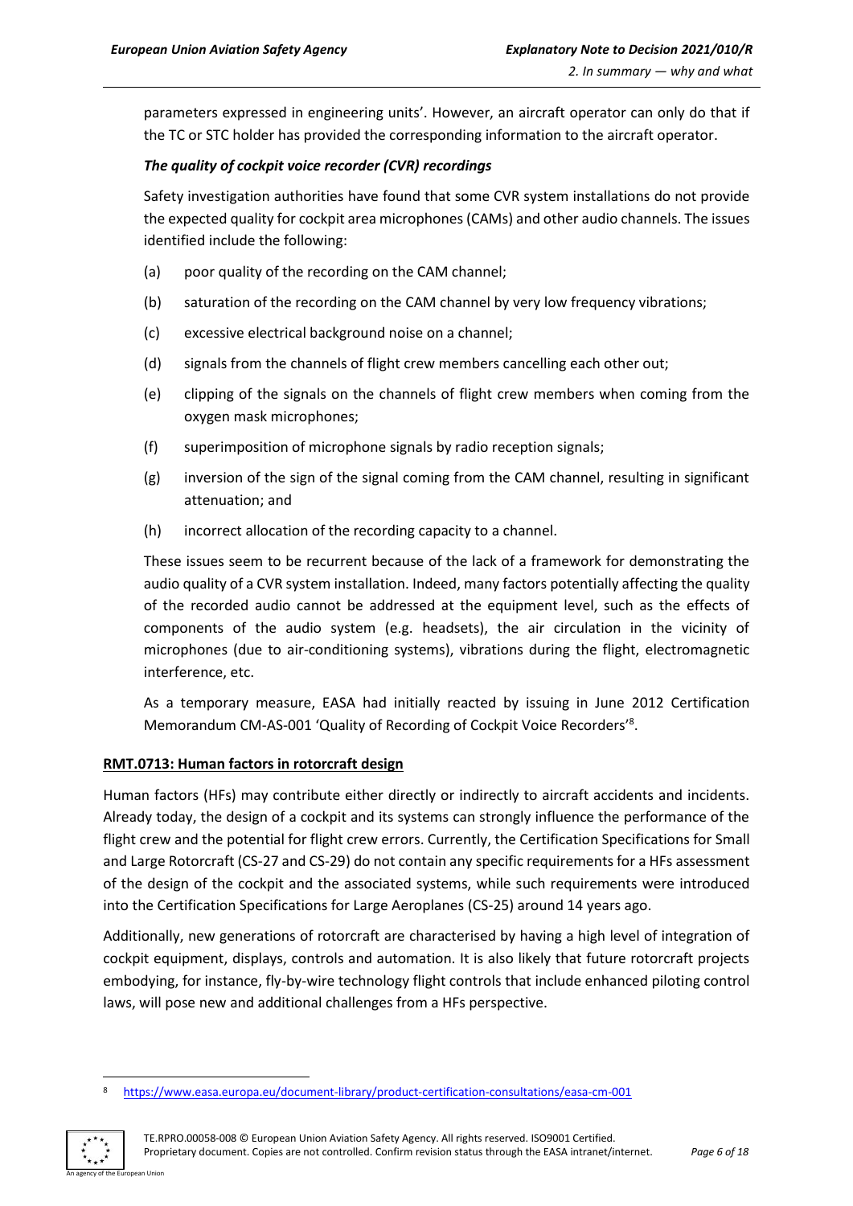parameters expressed in engineering units'. However, an aircraft operator can only do that if the TC or STC holder has provided the corresponding information to the aircraft operator.

***The quality of cockpit voice recorder (CVR) recordings***

Safety investigation authorities have found that some CVR system installations do not provide the expected quality for cockpit area microphones (CAMs) and other audio channels. The issues identified include the following:

(a) poor quality of the recording on the CAM channel;

(b) saturation of the recording on the CAM channel by very low frequency vibrations;

(c) excessive electrical background noise on a channel;

(d) signals from the channels of flight crew members cancelling each other out;

(e) clipping of the signals on the channels of flight crew members when coming from the oxygen mask microphones;

(f) superimposition of microphone signals by radio reception signals;

(g) inversion of the sign of the signal coming from the CAM channel, resulting in significant attenuation; and

(h) incorrect allocation of the recording capacity to a channel.

These issues seem to be recurrent because of the lack of a framework for demonstrating the audio quality of a CVR system installation. Indeed, many factors potentially affecting the quality of the recorded audio cannot be addressed at the equipment level, such as the effects of components of the audio system (e.g. headsets), the air circulation in the vicinity of microphones (due to air-conditioning systems), vibrations during the flight, electromagnetic interference, etc.

As a temporary measure, EASA had initially reacted by issuing in June 2012 Certification Memorandum CM-AS-001 'Quality of Recording of Cockpit Voice Recorders'[8].

**RMT.0713: Human factors in rotorcraft design**

Human factors (HFs) may contribute either directly or indirectly to aircraft accidents and incidents. Already today, the design of a cockpit and its systems can strongly influence the performance of the flight crew and the potential for flight crew errors. Currently, the Certification Specifications for Small and Large Rotorcraft (CS-27 and CS-29) do not contain any specific requirements for a HFs assessment of the design of the cockpit and the associated systems, while such requirements were introduced into the Certification Specifications for Large Aeroplanes (CS-25) around 14 years ago.

Additionally, new generations of rotorcraft are characterised by having a high level of integration of cockpit equipment, displays, controls and automation. It is also likely that future rotorcraft projects embodying, for instance, fly-by-wire technology flight controls that include enhanced piloting control laws, will pose new and additional challenges from a HFs perspective.

[8] https://www.easa.europa.eu/document-library/product-certification-consultations/easa-cm-001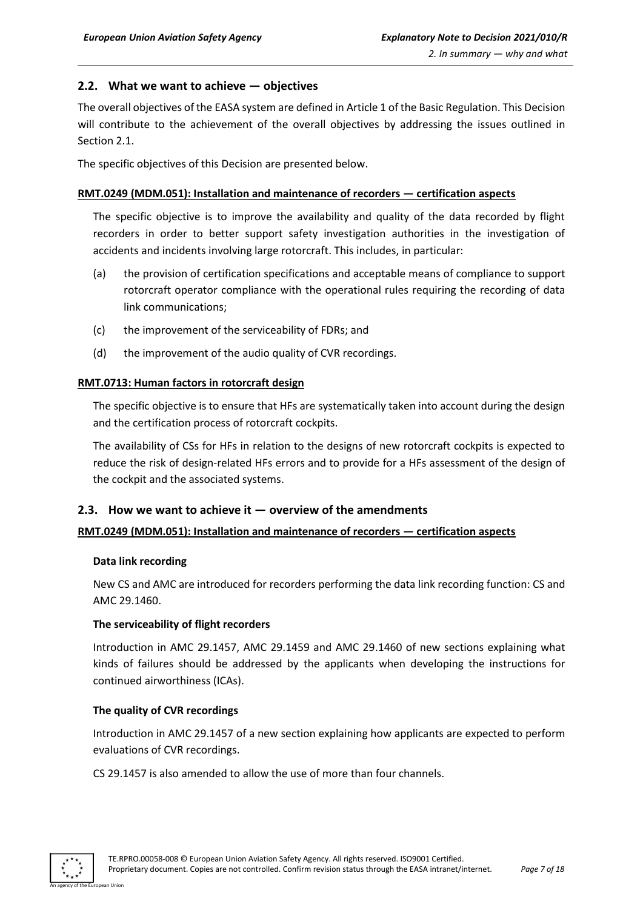## 2.2. What we want to achieve — objectives

The overall objectives of the EASA system are defined in Article 1 of the Basic Regulation. This Decision will contribute to the achievement of the overall objectives by addressing the issues outlined in Section 2.1.

The specific objectives of this Decision are presented below.

**RMT.0249 (MDM.051): Installation and maintenance of recorders — certification aspects**

The specific objective is to improve the availability and quality of the data recorded by flight recorders in order to better support safety investigation authorities in the investigation of accidents and incidents involving large rotorcraft. This includes, in particular:

(a) the provision of certification specifications and acceptable means of compliance to support rotorcraft operator compliance with the operational rules requiring the recording of data link communications;

(c) the improvement of the serviceability of FDRs; and

(d) the improvement of the audio quality of CVR recordings.

**RMT.0713: Human factors in rotorcraft design**

The specific objective is to ensure that HFs are systematically taken into account during the design and the certification process of rotorcraft cockpits.

The availability of CSs for HFs in relation to the designs of new rotorcraft cockpits is expected to reduce the risk of design-related HFs errors and to provide for a HFs assessment of the design of the cockpit and the associated systems.

## 2.3. How we want to achieve it — overview of the amendments

**RMT.0249 (MDM.051): Installation and maintenance of recorders — certification aspects**

**Data link recording**

New CS and AMC are introduced for recorders performing the data link recording function: CS and AMC 29.1460.

**The serviceability of flight recorders**

Introduction in AMC 29.1457, AMC 29.1459 and AMC 29.1460 of new sections explaining what kinds of failures should be addressed by the applicants when developing the instructions for continued airworthiness (ICAs).

**The quality of CVR recordings**

Introduction in AMC 29.1457 of a new section explaining how applicants are expected to perform evaluations of CVR recordings.

CS 29.1457 is also amended to allow the use of more than four channels.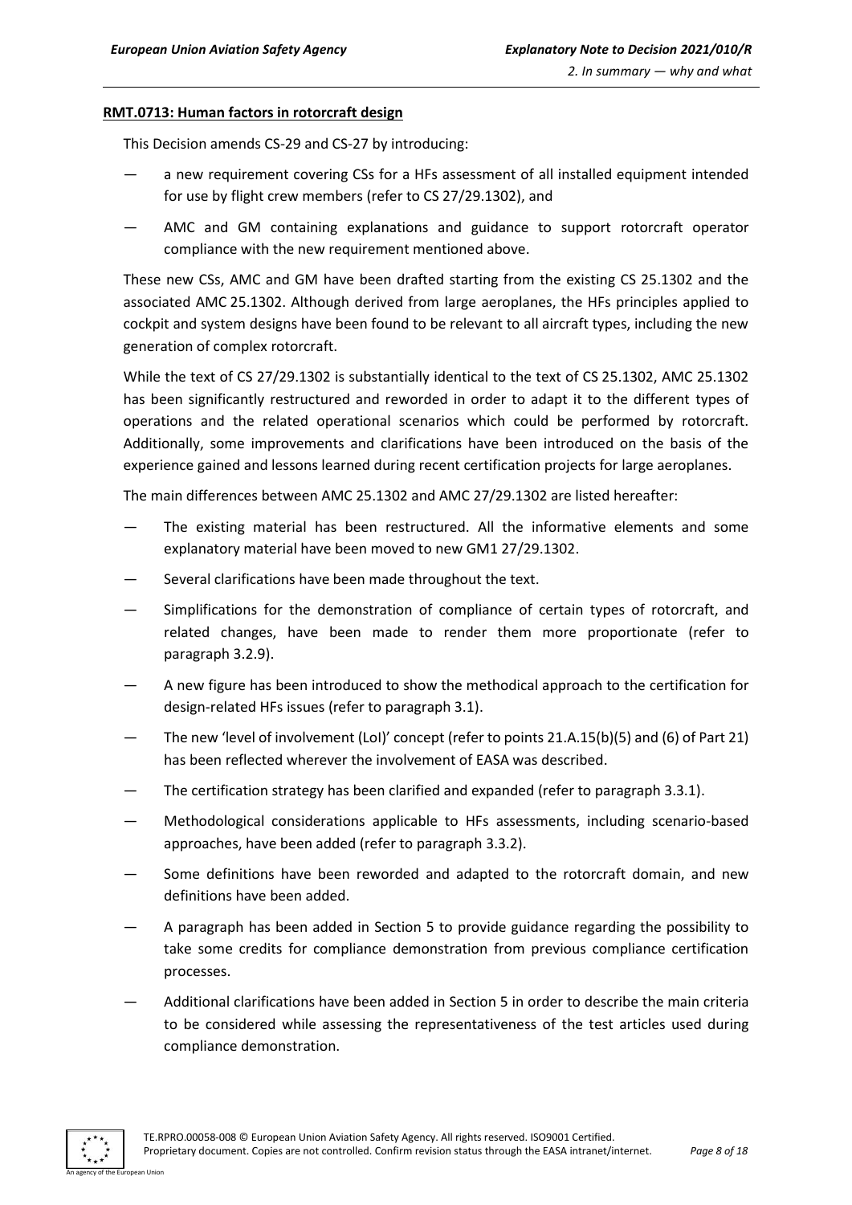**RMT.0713: Human factors in rotorcraft design**

This Decision amends CS-29 and CS-27 by introducing:

- a new requirement covering CSs for a HFs assessment of all installed equipment intended for use by flight crew members (refer to CS 27/29.1302), and
- AMC and GM containing explanations and guidance to support rotorcraft operator compliance with the new requirement mentioned above.

These new CSs, AMC and GM have been drafted starting from the existing CS 25.1302 and the associated AMC 25.1302. Although derived from large aeroplanes, the HFs principles applied to cockpit and system designs have been found to be relevant to all aircraft types, including the new generation of complex rotorcraft.

While the text of CS 27/29.1302 is substantially identical to the text of CS 25.1302, AMC 25.1302 has been significantly restructured and reworded in order to adapt it to the different types of operations and the related operational scenarios which could be performed by rotorcraft. Additionally, some improvements and clarifications have been introduced on the basis of the experience gained and lessons learned during recent certification projects for large aeroplanes.

The main differences between AMC 25.1302 and AMC 27/29.1302 are listed hereafter:

- The existing material has been restructured. All the informative elements and some explanatory material have been moved to new GM1 27/29.1302.
- Several clarifications have been made throughout the text.
- Simplifications for the demonstration of compliance of certain types of rotorcraft, and related changes, have been made to render them more proportionate (refer to paragraph 3.2.9).
- A new figure has been introduced to show the methodical approach to the certification for design-related HFs issues (refer to paragraph 3.1).
- The new 'level of involvement (LoI)' concept (refer to points 21.A.15(b)(5) and (6) of Part 21) has been reflected wherever the involvement of EASA was described.
- The certification strategy has been clarified and expanded (refer to paragraph 3.3.1).
- Methodological considerations applicable to HFs assessments, including scenario-based approaches, have been added (refer to paragraph 3.3.2).
- Some definitions have been reworded and adapted to the rotorcraft domain, and new definitions have been added.
- A paragraph has been added in Section 5 to provide guidance regarding the possibility to take some credits for compliance demonstration from previous compliance certification processes.
- Additional clarifications have been added in Section 5 in order to describe the main criteria to be considered while assessing the representativeness of the test articles used during compliance demonstration.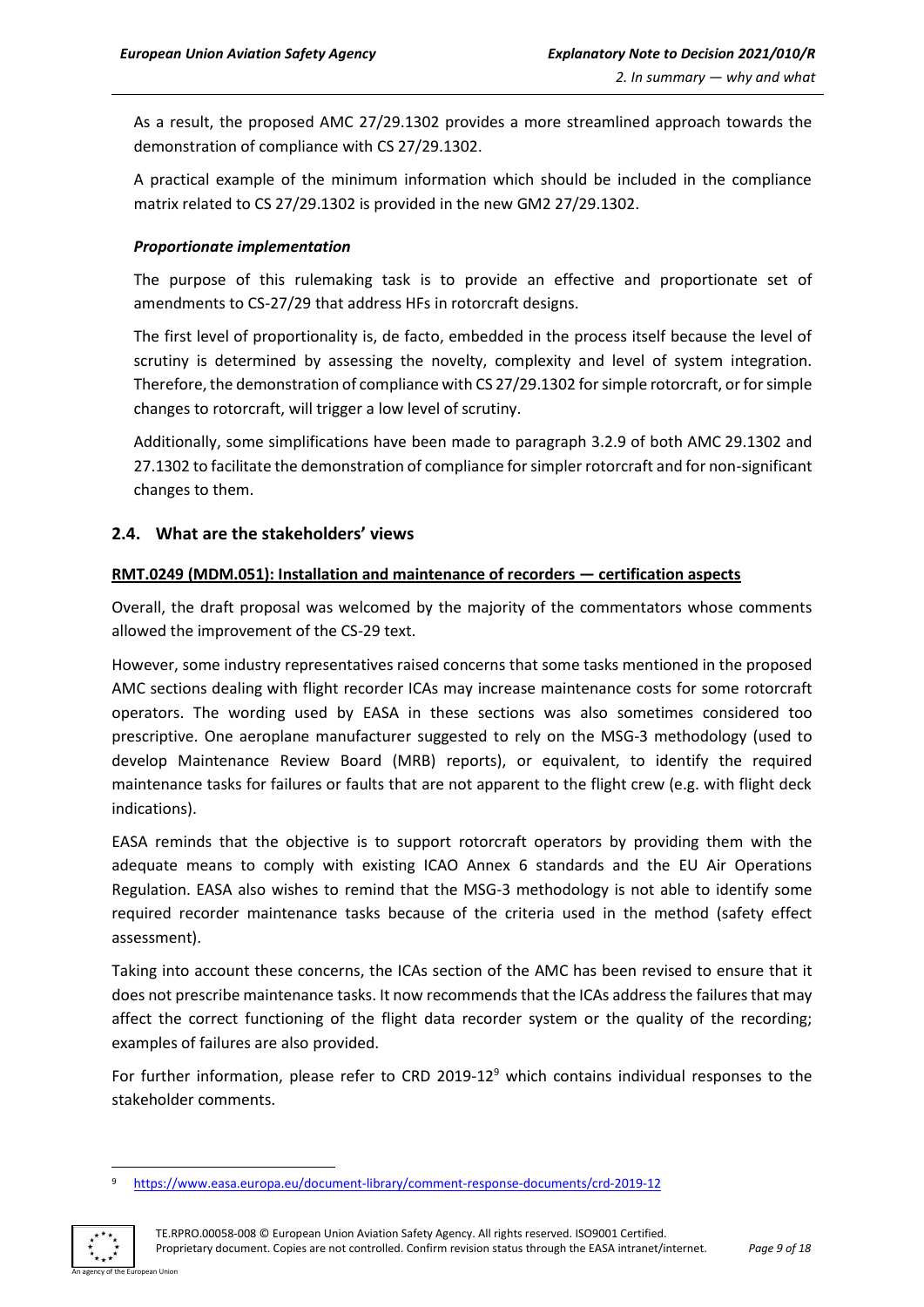As a result, the proposed AMC 27/29.1302 provides a more streamlined approach towards the demonstration of compliance with CS 27/29.1302.

A practical example of the minimum information which should be included in the compliance matrix related to CS 27/29.1302 is provided in the new GM2 27/29.1302.

***Proportionate implementation***

The purpose of this rulemaking task is to provide an effective and proportionate set of amendments to CS-27/29 that address HFs in rotorcraft designs.

The first level of proportionality is, de facto, embedded in the process itself because the level of scrutiny is determined by assessing the novelty, complexity and level of system integration. Therefore, the demonstration of compliance with CS 27/29.1302 for simple rotorcraft, or for simple changes to rotorcraft, will trigger a low level of scrutiny.

Additionally, some simplifications have been made to paragraph 3.2.9 of both AMC 29.1302 and 27.1302 to facilitate the demonstration of compliance for simpler rotorcraft and for non-significant changes to them.

## 2.4. What are the stakeholders' views

**RMT.0249 (MDM.051): Installation and maintenance of recorders — certification aspects**

Overall, the draft proposal was welcomed by the majority of the commentators whose comments allowed the improvement of the CS-29 text.

However, some industry representatives raised concerns that some tasks mentioned in the proposed AMC sections dealing with flight recorder ICAs may increase maintenance costs for some rotorcraft operators. The wording used by EASA in these sections was also sometimes considered too prescriptive. One aeroplane manufacturer suggested to rely on the MSG-3 methodology (used to develop Maintenance Review Board (MRB) reports), or equivalent, to identify the required maintenance tasks for failures or faults that are not apparent to the flight crew (e.g. with flight deck indications).

EASA reminds that the objective is to support rotorcraft operators by providing them with the adequate means to comply with existing ICAO Annex 6 standards and the EU Air Operations Regulation. EASA also wishes to remind that the MSG-3 methodology is not able to identify some required recorder maintenance tasks because of the criteria used in the method (safety effect assessment).

Taking into account these concerns, the ICAs section of the AMC has been revised to ensure that it does not prescribe maintenance tasks. It now recommends that the ICAs address the failures that may affect the correct functioning of the flight data recorder system or the quality of the recording; examples of failures are also provided.

For further information, please refer to CRD 2019-12[9] which contains individual responses to the stakeholder comments.

[9] https://www.easa.europa.eu/document-library/comment-response-documents/crd-2019-12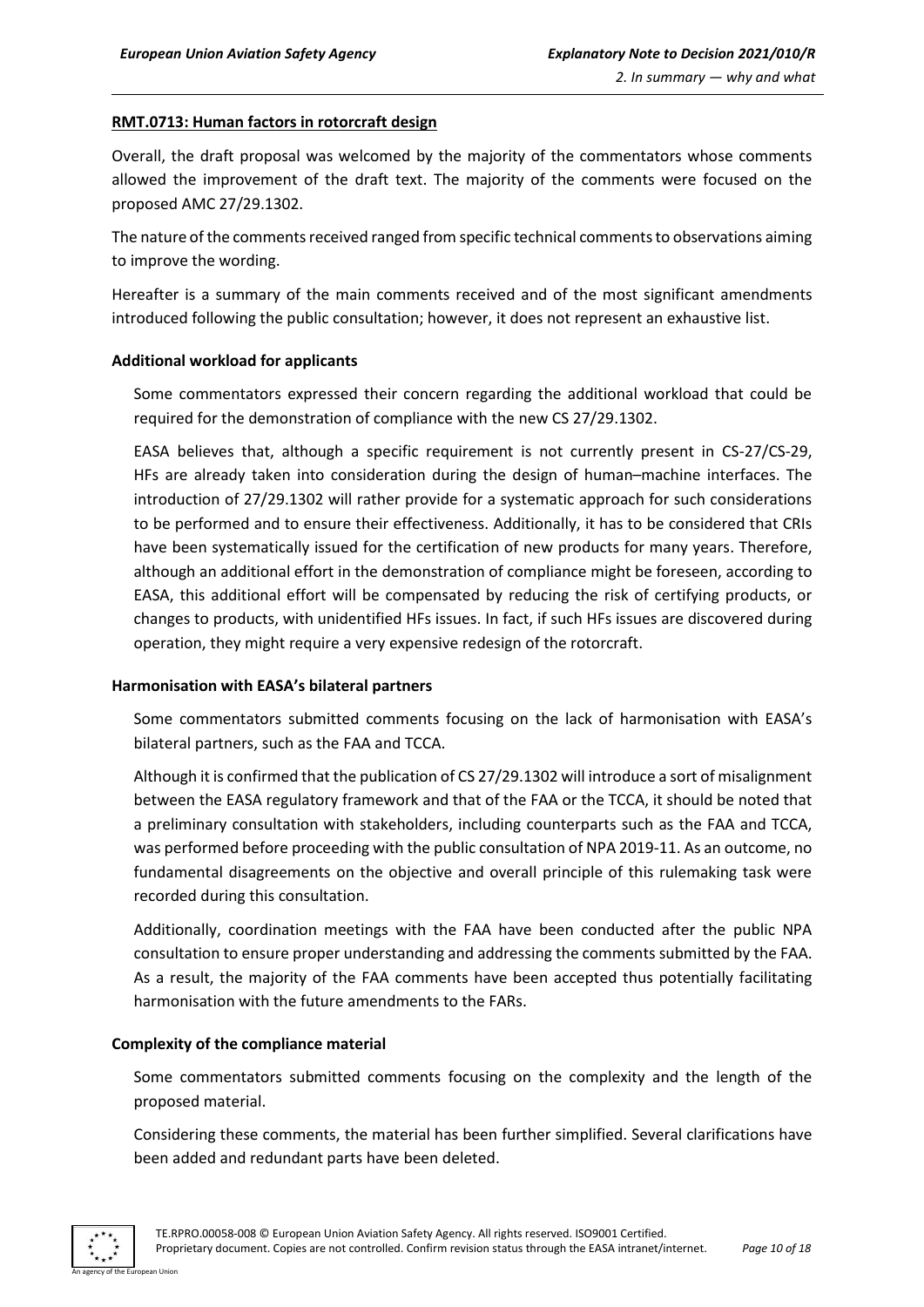**RMT.0713: Human factors in rotorcraft design**

Overall, the draft proposal was welcomed by the majority of the commentators whose comments allowed the improvement of the draft text. The majority of the comments were focused on the proposed AMC 27/29.1302.

The nature of the comments received ranged from specific technical comments to observations aiming to improve the wording.

Hereafter is a summary of the main comments received and of the most significant amendments introduced following the public consultation; however, it does not represent an exhaustive list.

**Additional workload for applicants**

Some commentators expressed their concern regarding the additional workload that could be required for the demonstration of compliance with the new CS 27/29.1302.

EASA believes that, although a specific requirement is not currently present in CS-27/CS-29, HFs are already taken into consideration during the design of human–machine interfaces. The introduction of 27/29.1302 will rather provide for a systematic approach for such considerations to be performed and to ensure their effectiveness. Additionally, it has to be considered that CRIs have been systematically issued for the certification of new products for many years. Therefore, although an additional effort in the demonstration of compliance might be foreseen, according to EASA, this additional effort will be compensated by reducing the risk of certifying products, or changes to products, with unidentified HFs issues. In fact, if such HFs issues are discovered during operation, they might require a very expensive redesign of the rotorcraft.

**Harmonisation with EASA's bilateral partners**

Some commentators submitted comments focusing on the lack of harmonisation with EASA's bilateral partners, such as the FAA and TCCA.

Although it is confirmed that the publication of CS 27/29.1302 will introduce a sort of misalignment between the EASA regulatory framework and that of the FAA or the TCCA, it should be noted that a preliminary consultation with stakeholders, including counterparts such as the FAA and TCCA, was performed before proceeding with the public consultation of NPA 2019-11. As an outcome, no fundamental disagreements on the objective and overall principle of this rulemaking task were recorded during this consultation.

Additionally, coordination meetings with the FAA have been conducted after the public NPA consultation to ensure proper understanding and addressing the comments submitted by the FAA. As a result, the majority of the FAA comments have been accepted thus potentially facilitating harmonisation with the future amendments to the FARs.

**Complexity of the compliance material**

Some commentators submitted comments focusing on the complexity and the length of the proposed material.

Considering these comments, the material has been further simplified. Several clarifications have been added and redundant parts have been deleted.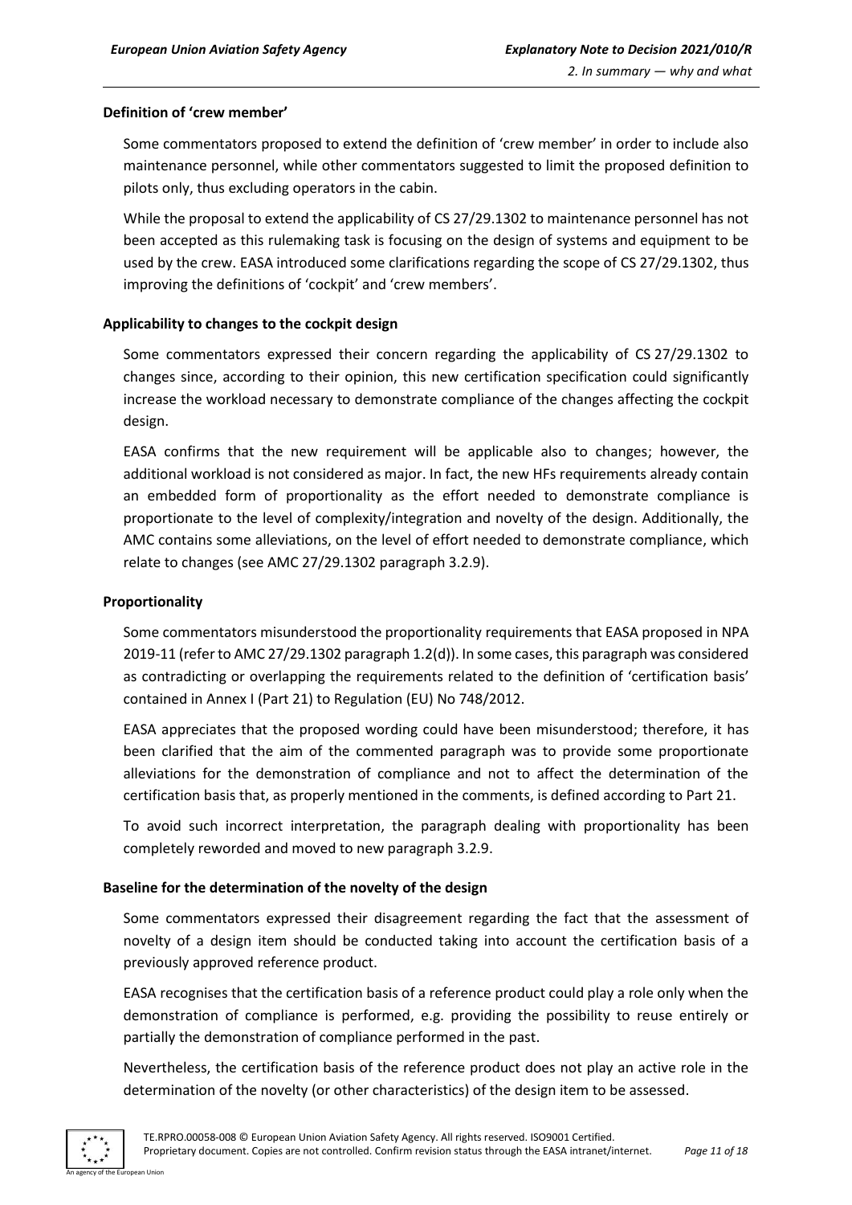**Definition of 'crew member'**

Some commentators proposed to extend the definition of 'crew member' in order to include also maintenance personnel, while other commentators suggested to limit the proposed definition to pilots only, thus excluding operators in the cabin.

While the proposal to extend the applicability of CS 27/29.1302 to maintenance personnel has not been accepted as this rulemaking task is focusing on the design of systems and equipment to be used by the crew. EASA introduced some clarifications regarding the scope of CS 27/29.1302, thus improving the definitions of 'cockpit' and 'crew members'.

**Applicability to changes to the cockpit design**

Some commentators expressed their concern regarding the applicability of CS 27/29.1302 to changes since, according to their opinion, this new certification specification could significantly increase the workload necessary to demonstrate compliance of the changes affecting the cockpit design.

EASA confirms that the new requirement will be applicable also to changes; however, the additional workload is not considered as major. In fact, the new HFs requirements already contain an embedded form of proportionality as the effort needed to demonstrate compliance is proportionate to the level of complexity/integration and novelty of the design. Additionally, the AMC contains some alleviations, on the level of effort needed to demonstrate compliance, which relate to changes (see AMC 27/29.1302 paragraph 3.2.9).

**Proportionality**

Some commentators misunderstood the proportionality requirements that EASA proposed in NPA 2019-11 (refer to AMC 27/29.1302 paragraph 1.2(d)). In some cases, this paragraph was considered as contradicting or overlapping the requirements related to the definition of 'certification basis' contained in Annex I (Part 21) to Regulation (EU) No 748/2012.

EASA appreciates that the proposed wording could have been misunderstood; therefore, it has been clarified that the aim of the commented paragraph was to provide some proportionate alleviations for the demonstration of compliance and not to affect the determination of the certification basis that, as properly mentioned in the comments, is defined according to Part 21.

To avoid such incorrect interpretation, the paragraph dealing with proportionality has been completely reworded and moved to new paragraph 3.2.9.

**Baseline for the determination of the novelty of the design**

Some commentators expressed their disagreement regarding the fact that the assessment of novelty of a design item should be conducted taking into account the certification basis of a previously approved reference product.

EASA recognises that the certification basis of a reference product could play a role only when the demonstration of compliance is performed, e.g. providing the possibility to reuse entirely or partially the demonstration of compliance performed in the past.

Nevertheless, the certification basis of the reference product does not play an active role in the determination of the novelty (or other characteristics) of the design item to be assessed.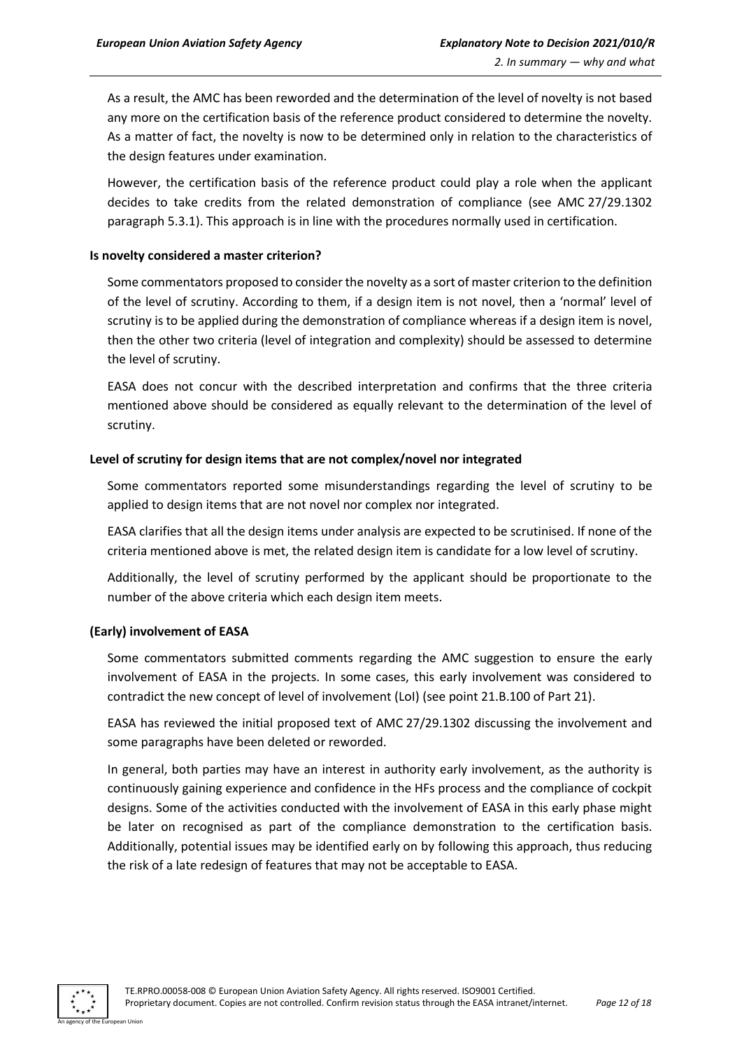As a result, the AMC has been reworded and the determination of the level of novelty is not based any more on the certification basis of the reference product considered to determine the novelty. As a matter of fact, the novelty is now to be determined only in relation to the characteristics of the design features under examination.

However, the certification basis of the reference product could play a role when the applicant decides to take credits from the related demonstration of compliance (see AMC 27/29.1302 paragraph 5.3.1). This approach is in line with the procedures normally used in certification.

**Is novelty considered a master criterion?**

Some commentators proposed to consider the novelty as a sort of master criterion to the definition of the level of scrutiny. According to them, if a design item is not novel, then a 'normal' level of scrutiny is to be applied during the demonstration of compliance whereas if a design item is novel, then the other two criteria (level of integration and complexity) should be assessed to determine the level of scrutiny.

EASA does not concur with the described interpretation and confirms that the three criteria mentioned above should be considered as equally relevant to the determination of the level of scrutiny.

**Level of scrutiny for design items that are not complex/novel nor integrated**

Some commentators reported some misunderstandings regarding the level of scrutiny to be applied to design items that are not novel nor complex nor integrated.

EASA clarifies that all the design items under analysis are expected to be scrutinised. If none of the criteria mentioned above is met, the related design item is candidate for a low level of scrutiny.

Additionally, the level of scrutiny performed by the applicant should be proportionate to the number of the above criteria which each design item meets.

**(Early) involvement of EASA**

Some commentators submitted comments regarding the AMC suggestion to ensure the early involvement of EASA in the projects. In some cases, this early involvement was considered to contradict the new concept of level of involvement (LoI) (see point 21.B.100 of Part 21).

EASA has reviewed the initial proposed text of AMC 27/29.1302 discussing the involvement and some paragraphs have been deleted or reworded.

In general, both parties may have an interest in authority early involvement, as the authority is continuously gaining experience and confidence in the HFs process and the compliance of cockpit designs. Some of the activities conducted with the involvement of EASA in this early phase might be later on recognised as part of the compliance demonstration to the certification basis. Additionally, potential issues may be identified early on by following this approach, thus reducing the risk of a late redesign of features that may not be acceptable to EASA.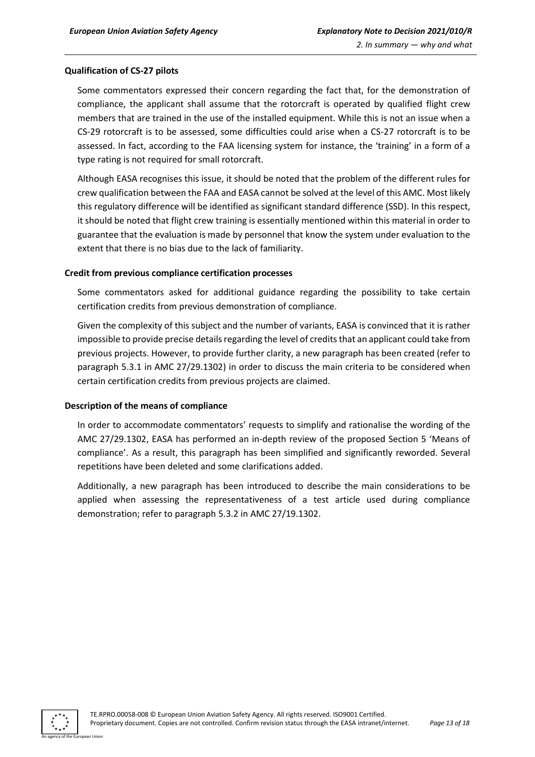#### Qualification of CS-27 pilots

Some commentators expressed their concern regarding the fact that, for the demonstration of compliance, the applicant shall assume that the rotorcraft is operated by qualified flight crew members that are trained in the use of the installed equipment. While this is not an issue when a CS-29 rotorcraft is to be assessed, some difficulties could arise when a CS-27 rotorcraft is to be assessed. In fact, according to the FAA licensing system for instance, the 'training' in a form of a type rating is not required for small rotorcraft.

Although EASA recognises this issue, it should be noted that the problem of the different rules for crew qualification between the FAA and EASA cannot be solved at the level of this AMC. Most likely this regulatory difference will be identified as significant standard difference (SSD). In this respect, it should be noted that flight crew training is essentially mentioned within this material in order to guarantee that the evaluation is made by personnel that know the system under evaluation to the extent that there is no bias due to the lack of familiarity.

#### Credit from previous compliance certification processes

Some commentators asked for additional guidance regarding the possibility to take certain certification credits from previous demonstration of compliance.

Given the complexity of this subject and the number of variants, EASA is convinced that it is rather impossible to provide precise details regarding the level of credits that an applicant could take from previous projects. However, to provide further clarity, a new paragraph has been created (refer to paragraph 5.3.1 in AMC 27/29.1302) in order to discuss the main criteria to be considered when certain certification credits from previous projects are claimed.

#### Description of the means of compliance

In order to accommodate commentators' requests to simplify and rationalise the wording of the AMC 27/29.1302, EASA has performed an in-depth review of the proposed Section 5 'Means of compliance'. As a result, this paragraph has been simplified and significantly reworded. Several repetitions have been deleted and some clarifications added.

Additionally, a new paragraph has been introduced to describe the main considerations to be applied when assessing the representativeness of a test article used during compliance demonstration; refer to paragraph 5.3.2 in AMC 27/19.1302.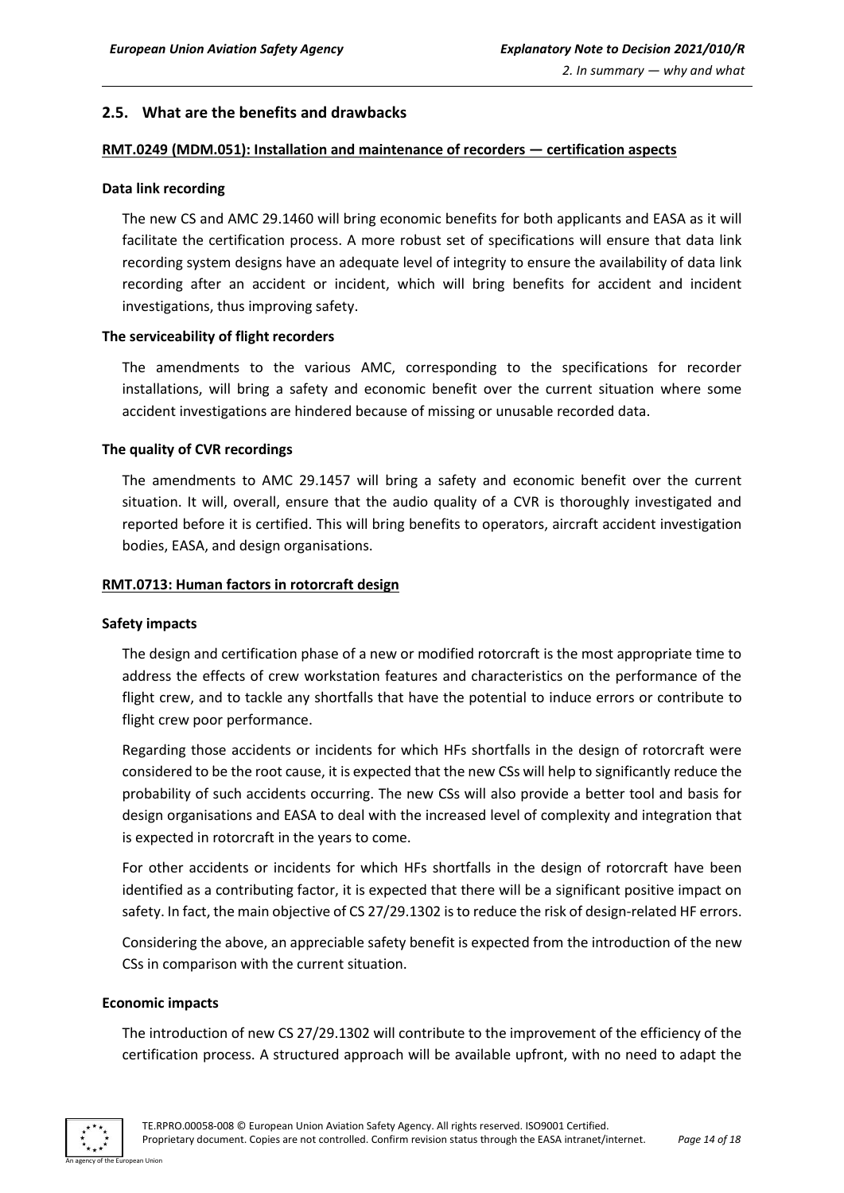## 2.5. What are the benefits and drawbacks

**RMT.0249 (MDM.051): Installation and maintenance of recorders — certification aspects**

**Data link recording**

The new CS and AMC 29.1460 will bring economic benefits for both applicants and EASA as it will facilitate the certification process. A more robust set of specifications will ensure that data link recording system designs have an adequate level of integrity to ensure the availability of data link recording after an accident or incident, which will bring benefits for accident and incident investigations, thus improving safety.

**The serviceability of flight recorders**

The amendments to the various AMC, corresponding to the specifications for recorder installations, will bring a safety and economic benefit over the current situation where some accident investigations are hindered because of missing or unusable recorded data.

**The quality of CVR recordings**

The amendments to AMC 29.1457 will bring a safety and economic benefit over the current situation. It will, overall, ensure that the audio quality of a CVR is thoroughly investigated and reported before it is certified. This will bring benefits to operators, aircraft accident investigation bodies, EASA, and design organisations.

**RMT.0713: Human factors in rotorcraft design**

**Safety impacts**

The design and certification phase of a new or modified rotorcraft is the most appropriate time to address the effects of crew workstation features and characteristics on the performance of the flight crew, and to tackle any shortfalls that have the potential to induce errors or contribute to flight crew poor performance.

Regarding those accidents or incidents for which HFs shortfalls in the design of rotorcraft were considered to be the root cause, it is expected that the new CSs will help to significantly reduce the probability of such accidents occurring. The new CSs will also provide a better tool and basis for design organisations and EASA to deal with the increased level of complexity and integration that is expected in rotorcraft in the years to come.

For other accidents or incidents for which HFs shortfalls in the design of rotorcraft have been identified as a contributing factor, it is expected that there will be a significant positive impact on safety. In fact, the main objective of CS 27/29.1302 is to reduce the risk of design-related HF errors.

Considering the above, an appreciable safety benefit is expected from the introduction of the new CSs in comparison with the current situation.

**Economic impacts**

The introduction of new CS 27/29.1302 will contribute to the improvement of the efficiency of the certification process. A structured approach will be available upfront, with no need to adapt the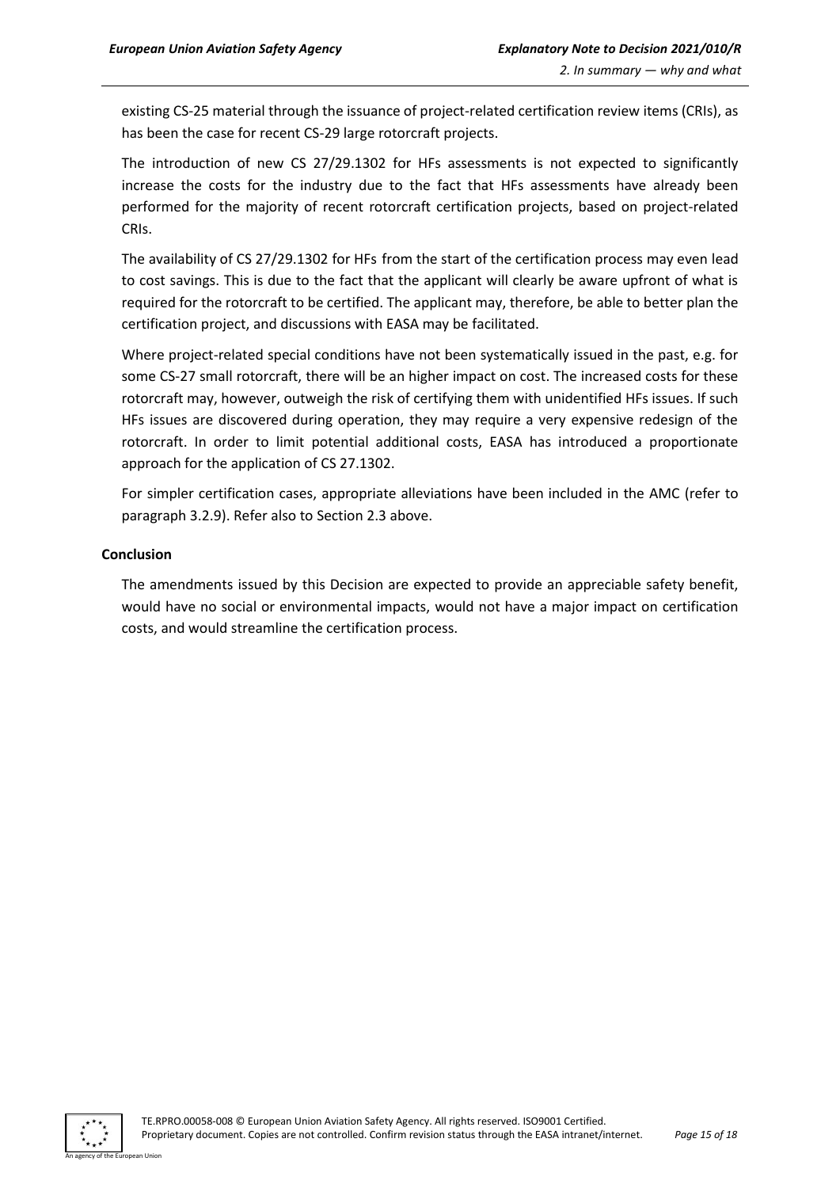existing CS-25 material through the issuance of project-related certification review items (CRIs), as has been the case for recent CS-29 large rotorcraft projects.

The introduction of new CS 27/29.1302 for HFs assessments is not expected to significantly increase the costs for the industry due to the fact that HFs assessments have already been performed for the majority of recent rotorcraft certification projects, based on project-related CRIs.

The availability of CS 27/29.1302 for HFs from the start of the certification process may even lead to cost savings. This is due to the fact that the applicant will clearly be aware upfront of what is required for the rotorcraft to be certified. The applicant may, therefore, be able to better plan the certification project, and discussions with EASA may be facilitated.

Where project-related special conditions have not been systematically issued in the past, e.g. for some CS-27 small rotorcraft, there will be an higher impact on cost. The increased costs for these rotorcraft may, however, outweigh the risk of certifying them with unidentified HFs issues. If such HFs issues are discovered during operation, they may require a very expensive redesign of the rotorcraft. In order to limit potential additional costs, EASA has introduced a proportionate approach for the application of CS 27.1302.

For simpler certification cases, appropriate alleviations have been included in the AMC (refer to paragraph 3.2.9). Refer also to Section 2.3 above.

**Conclusion**

The amendments issued by this Decision are expected to provide an appreciable safety benefit, would have no social or environmental impacts, would not have a major impact on certification costs, and would streamline the certification process.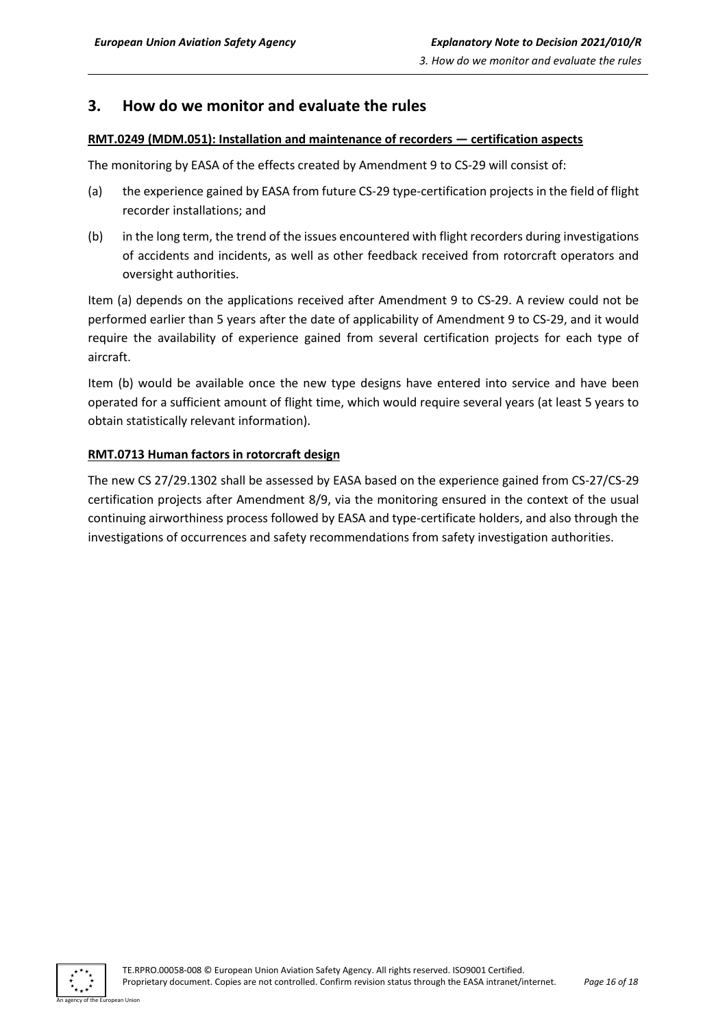## 3. How do we monitor and evaluate the rules

**RMT.0249 (MDM.051): Installation and maintenance of recorders — certification aspects**

The monitoring by EASA of the effects created by Amendment 9 to CS-29 will consist of:

(a) the experience gained by EASA from future CS-29 type-certification projects in the field of flight recorder installations; and

(b) in the long term, the trend of the issues encountered with flight recorders during investigations of accidents and incidents, as well as other feedback received from rotorcraft operators and oversight authorities.

Item (a) depends on the applications received after Amendment 9 to CS-29. A review could not be performed earlier than 5 years after the date of applicability of Amendment 9 to CS-29, and it would require the availability of experience gained from several certification projects for each type of aircraft.

Item (b) would be available once the new type designs have entered into service and have been operated for a sufficient amount of flight time, which would require several years (at least 5 years to obtain statistically relevant information).

**RMT.0713 Human factors in rotorcraft design**

The new CS 27/29.1302 shall be assessed by EASA based on the experience gained from CS-27/CS-29 certification projects after Amendment 8/9, via the monitoring ensured in the context of the usual continuing airworthiness process followed by EASA and type-certificate holders, and also through the investigations of occurrences and safety recommendations from safety investigation authorities.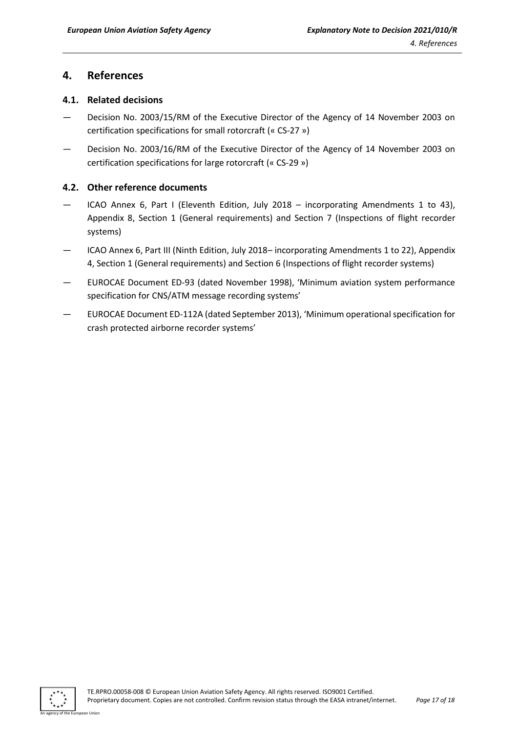## 4. References

### 4.1. Related decisions

— Decision No. 2003/15/RM of the Executive Director of the Agency of 14 November 2003 on certification specifications for small rotorcraft (« CS-27 »)

— Decision No. 2003/16/RM of the Executive Director of the Agency of 14 November 2003 on certification specifications for large rotorcraft (« CS-29 »)

### 4.2. Other reference documents

— ICAO Annex 6, Part I (Eleventh Edition, July 2018 – incorporating Amendments 1 to 43), Appendix 8, Section 1 (General requirements) and Section 7 (Inspections of flight recorder systems)

— ICAO Annex 6, Part III (Ninth Edition, July 2018– incorporating Amendments 1 to 22), Appendix 4, Section 1 (General requirements) and Section 6 (Inspections of flight recorder systems)

— EUROCAE Document ED-93 (dated November 1998), 'Minimum aviation system performance specification for CNS/ATM message recording systems'

— EUROCAE Document ED-112A (dated September 2013), 'Minimum operational specification for crash protected airborne recorder systems'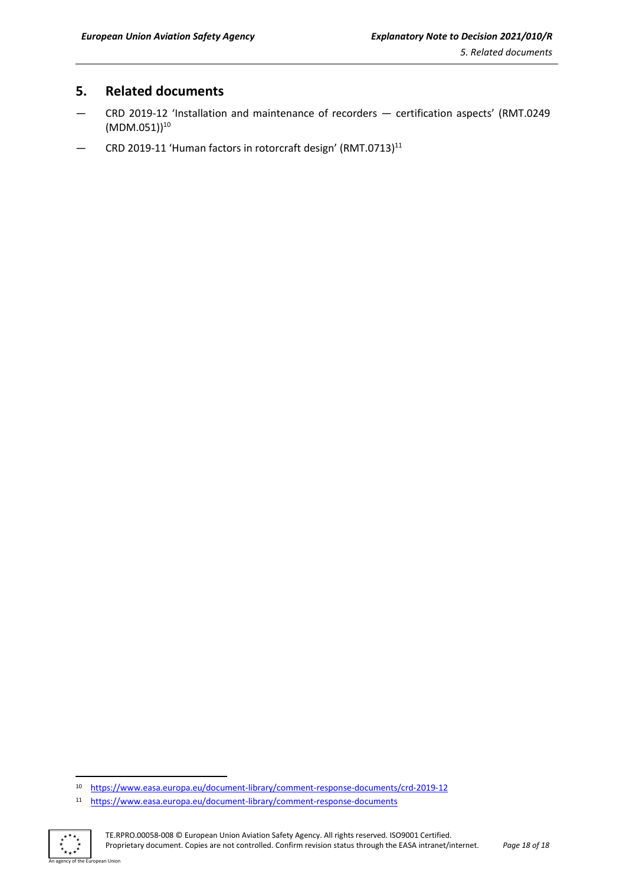## 5. Related documents

— CRD 2019-12 'Installation and maintenance of recorders — certification aspects' (RMT.0249 (MDM.051))[10]

— CRD 2019-11 'Human factors in rotorcraft design' (RMT.0713)[11]

[10] https://www.easa.europa.eu/document-library/comment-response-documents/crd-2019-12

[11] https://www.easa.europa.eu/document-library/comment-response-documents